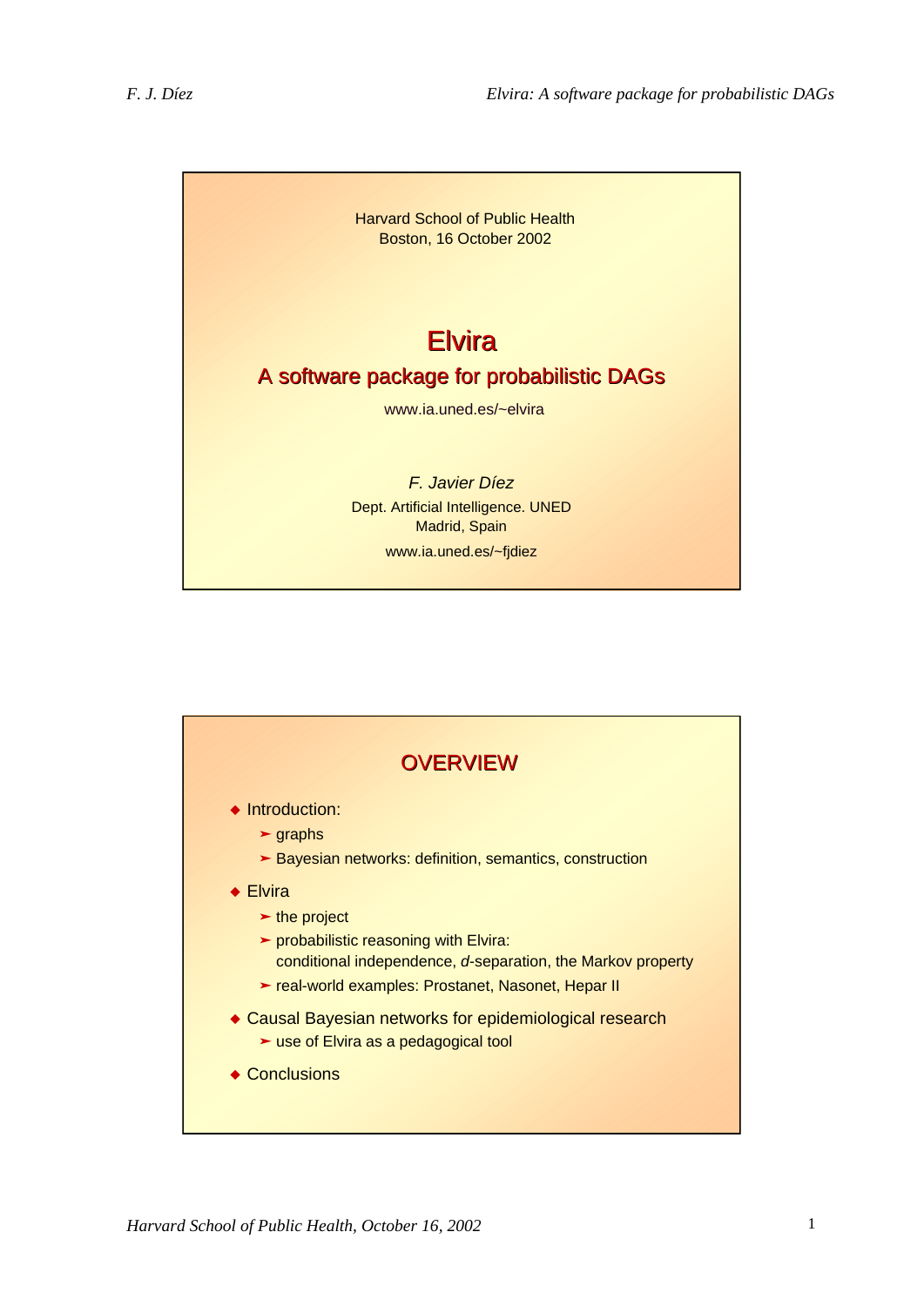Harvard School of Public Health
Boston, 16 October 2002

# Elvira

## A software package for probabilistic DAGs

www.ia.uned.es/~elvira

*F. Javier Díez*

Dept. Artificial Intelligence. UNED
Madrid, Spain

www.ia.uned.es/~fjdiez

## OVERVIEW

- Introduction:
  - graphs
  - Bayesian networks: definition, semantics, construction
- Elvira
  - the project
  - probabilistic reasoning with Elvira:
    conditional independence, *d*-separation, the Markov property
  - real-world examples: Prostanet, Nasonet, Hepar II
- Causal Bayesian networks for epidemiological research
  - use of Elvira as a pedagogical tool
- Conclusions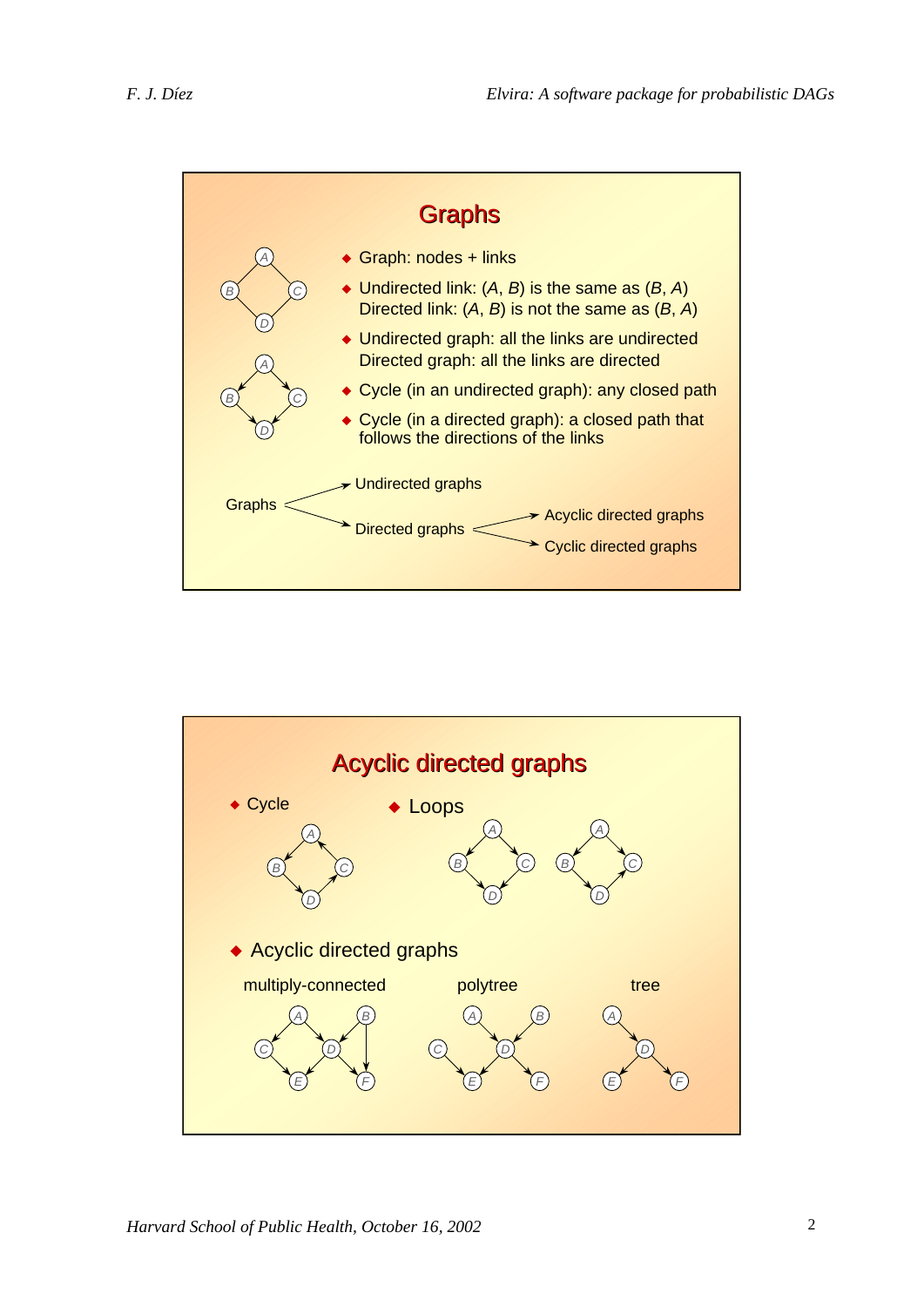## Graphs

- Graph: nodes + links
- Undirected link: (*A*, *B*) is the same as (*B*, *A*)
  Directed link: (*A*, *B*) is not the same as (*B*, *A*)
- Undirected graph: all the links are undirected
  Directed graph: all the links are directed
- Cycle (in an undirected graph): any closed path
- Cycle (in a directed graph): a closed path that follows the directions of the links

Graphs → Undirected graphs
Graphs → Directed graphs → Acyclic directed graphs
Directed graphs → Cyclic directed graphs

## Acyclic directed graphs

- Cycle
- Loops
- Acyclic directed graphs

multiply-connected    polytree    tree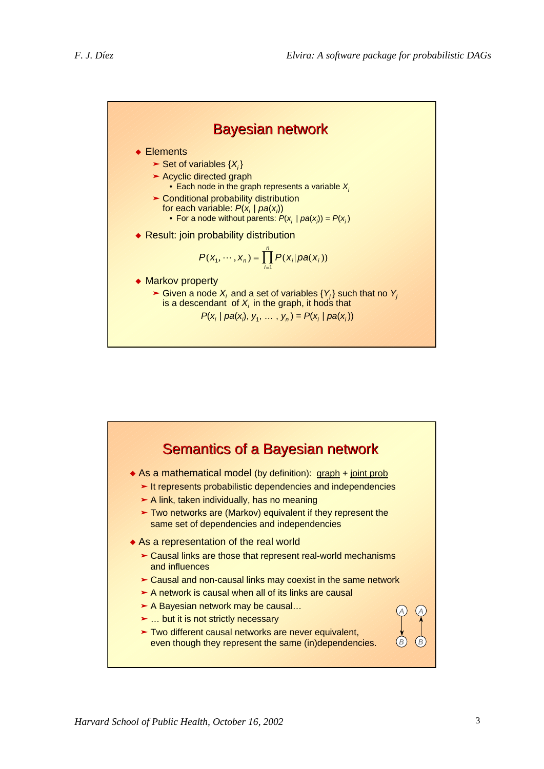## Bayesian network

- Elements
  - Set of variables $\{X_i\}$
  - Acyclic directed graph
    - Each node in the graph represents a variable $X_i$
  - Conditional probability distribution for each variable: $P(x_i \mid pa(x_i))$
    - For a node without parents: $P(x_i \mid pa(x_i)) = P(x_i)$
- Result: join probability distribution

$$P(x_1, \cdots, x_n) = \prod_{i=1}^{n} P(x_i | pa(x_i))$$

- Markov property
  - Given a node $X_i$ and a set of variables $\{Y_j\}$ such that no $Y_j$ is a descendant of $X_i$ in the graph, it hods that

$$P(x_i \mid pa(x_i), y_1, \ldots, y_n) = P(x_i \mid pa(x_i))$$

## Semantics of a Bayesian network

- As a mathematical model (by definition): graph + joint prob
  - It represents probabilistic dependencies and independencies
  - A link, taken individually, has no meaning
  - Two networks are (Markov) equivalent if they represent the same set of dependencies and independencies
- As a representation of the real world
  - Causal links are those that represent real-world mechanisms and influences
  - Causal and non-causal links may coexist in the same network
  - A network is causal when all of its links are causal
  - A Bayesian network may be causal…
  - … but it is not strictly necessary
  - Two different causal networks are never equivalent, even though they represent the same (in)dependencies.

A → B  A ← B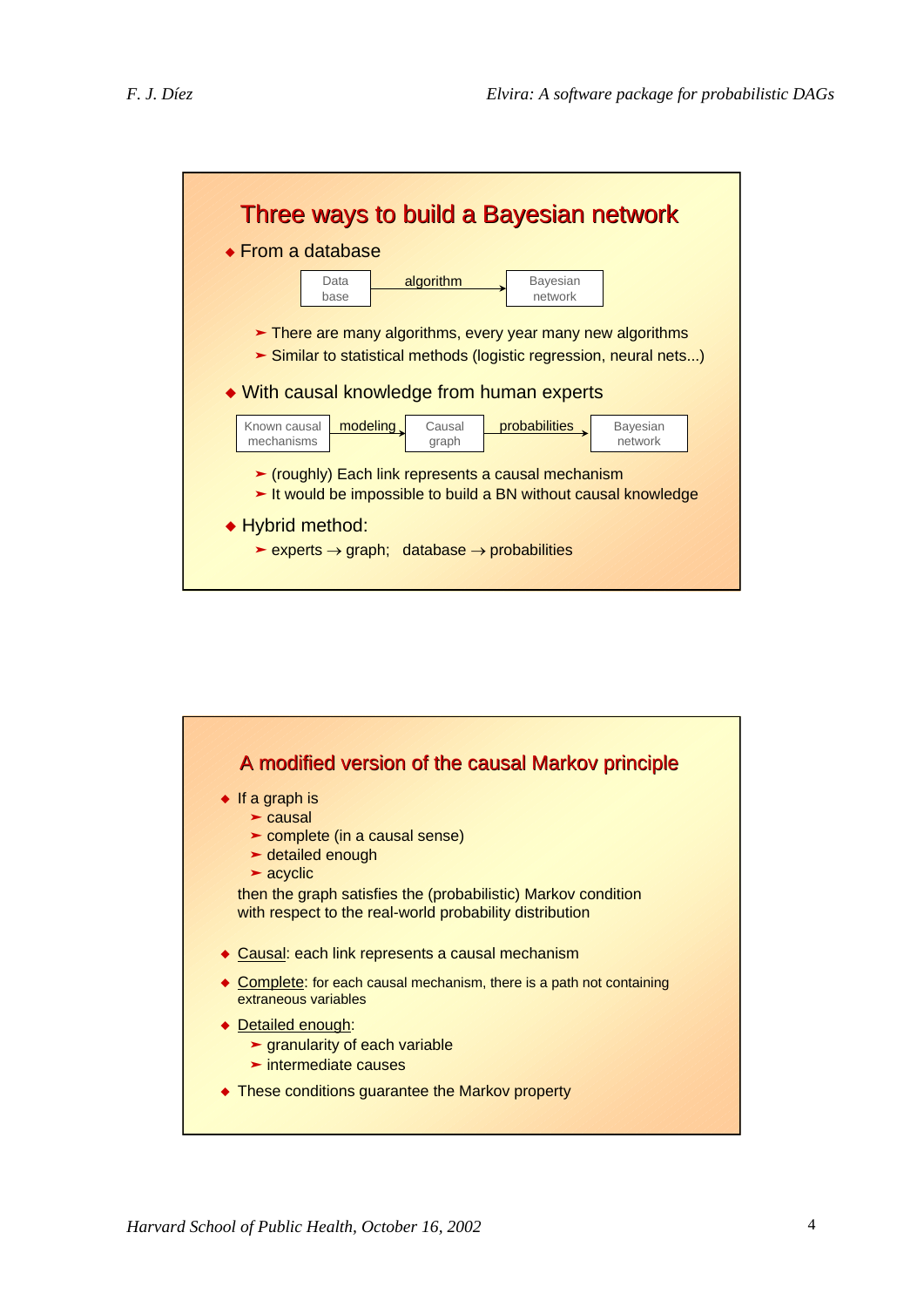## Three ways to build a Bayesian network

- From a database

  Data base —algorithm→ Bayesian network

  - There are many algorithms, every year many new algorithms
  - Similar to statistical methods (logistic regression, neural nets...)

- With causal knowledge from human experts

  Known causal mechanisms —modeling→ Causal graph —probabilities→ Bayesian network

  - (roughly) Each link represents a causal mechanism
  - It would be impossible to build a BN without causal knowledge

- Hybrid method:
  - experts → graph; database → probabilities

## A modified version of the causal Markov principle

- If a graph is
  - causal
  - complete (in a causal sense)
  - detailed enough
  - acyclic

  then the graph satisfies the (probabilistic) Markov condition with respect to the real-world probability distribution

- Causal: each link represents a causal mechanism
- Complete: for each causal mechanism, there is a path not containing extraneous variables
- Detailed enough:
  - granularity of each variable
  - intermediate causes
- These conditions guarantee the Markov property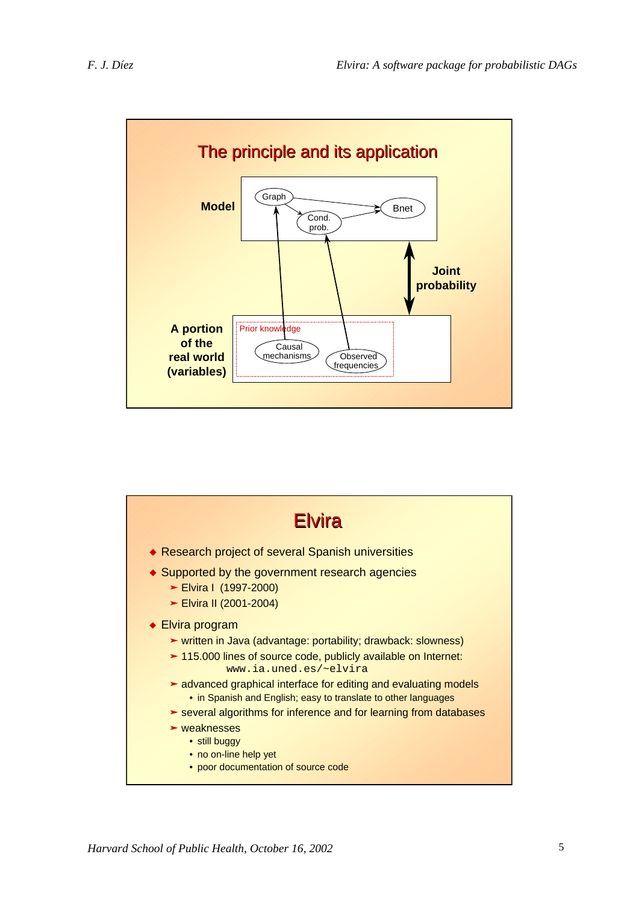## The principle and its application

**Model**

Graph → Cond. prob. → Bnet; Graph → Bnet

**Joint probability**

**A portion of the real world (variables)**

Prior knowledge

Causal mechanisms → Graph

Observed frequencies → Cond. prob.

## Elvira

- Research project of several Spanish universities
- Supported by the government research agencies
  - Elvira I (1997-2000)
  - Elvira II (2001-2004)
- Elvira program
  - written in Java (advantage: portability; drawback: slowness)
  - 115.000 lines of source code, publicly available on Internet: `www.ia.uned.es/~elvira`
  - advanced graphical interface for editing and evaluating models
    - in Spanish and English; easy to translate to other languages
  - several algorithms for inference and for learning from databases
  - weaknesses
    - still buggy
    - no on-line help yet
    - poor documentation of source code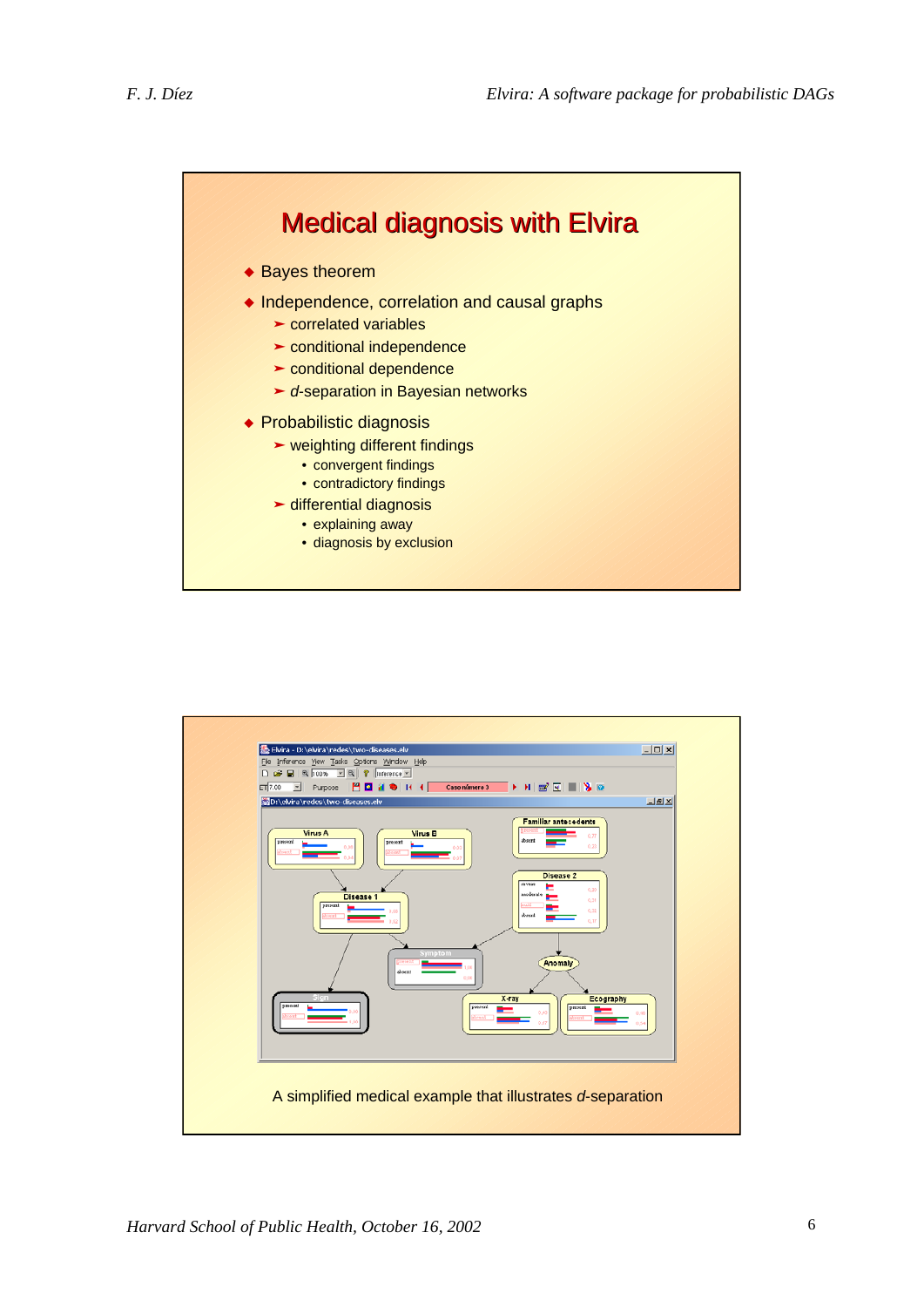# Medical diagnosis with Elvira

- Bayes theorem
- Independence, correlation and causal graphs
  - correlated variables
  - conditional independence
  - conditional dependence
  - *d*-separation in Bayesian networks
- Probabilistic diagnosis
  - weighting different findings
    - convergent findings
    - contradictory findings
  - differential diagnosis
    - explaining away
    - diagnosis by exclusion

A simplified medical example that illustrates *d*-separation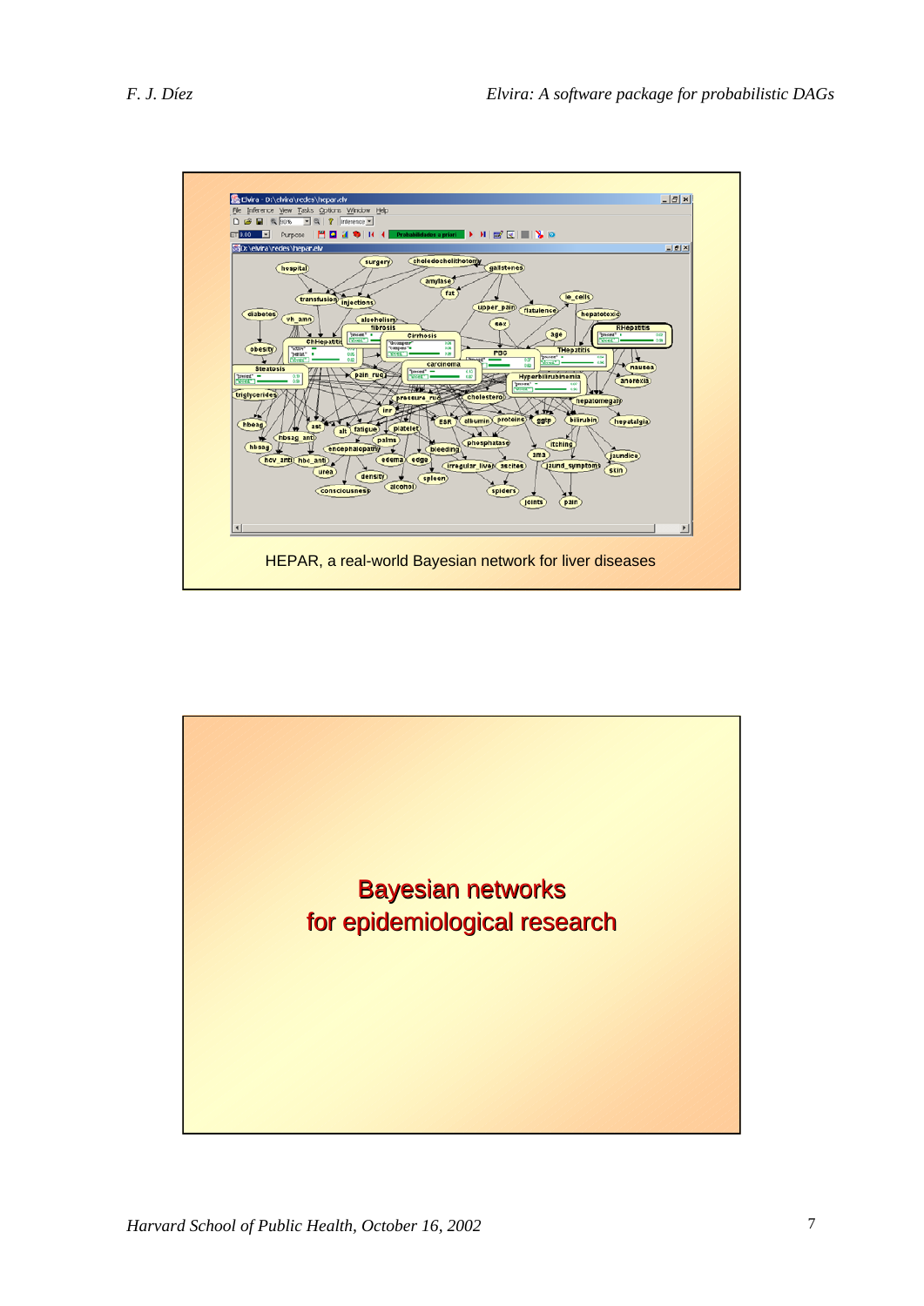HEPAR, a real-world Bayesian network for liver diseases

## Bayesian networks for epidemiological research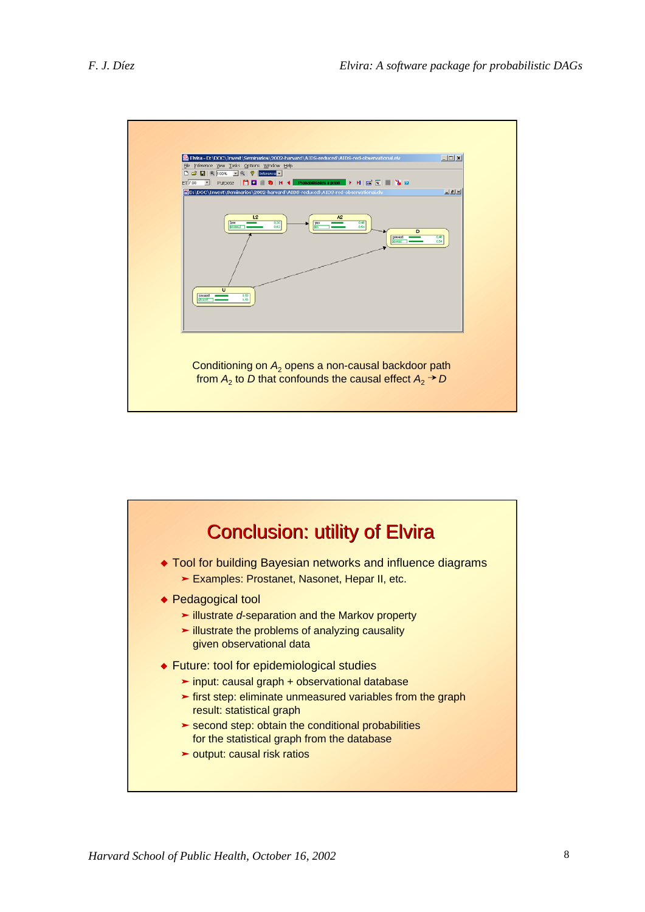Conditioning on $A_2$ opens a non-causal backdoor path from $A_2$ to $D$ that confounds the causal effect $A_2 \rightarrow D$

## Conclusion: utility of Elvira

- Tool for building Bayesian networks and influence diagrams
  - Examples: Prostanet, Nasonet, Hepar II, etc.
- Pedagogical tool
  - illustrate *d*-separation and the Markov property
  - illustrate the problems of analyzing causality given observational data
- Future: tool for epidemiological studies
  - input: causal graph + observational database
  - first step: eliminate unmeasured variables from the graph result: statistical graph
  - second step: obtain the conditional probabilities for the statistical graph from the database
  - output: causal risk ratios